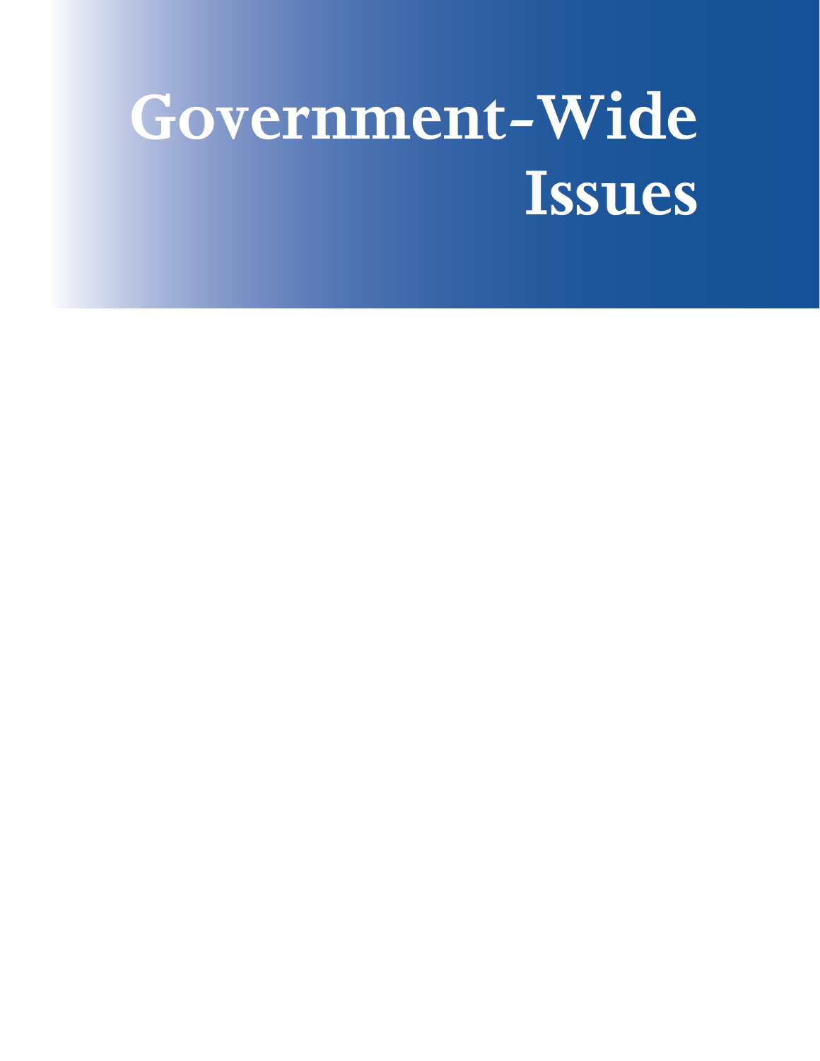# Government-Wide Issues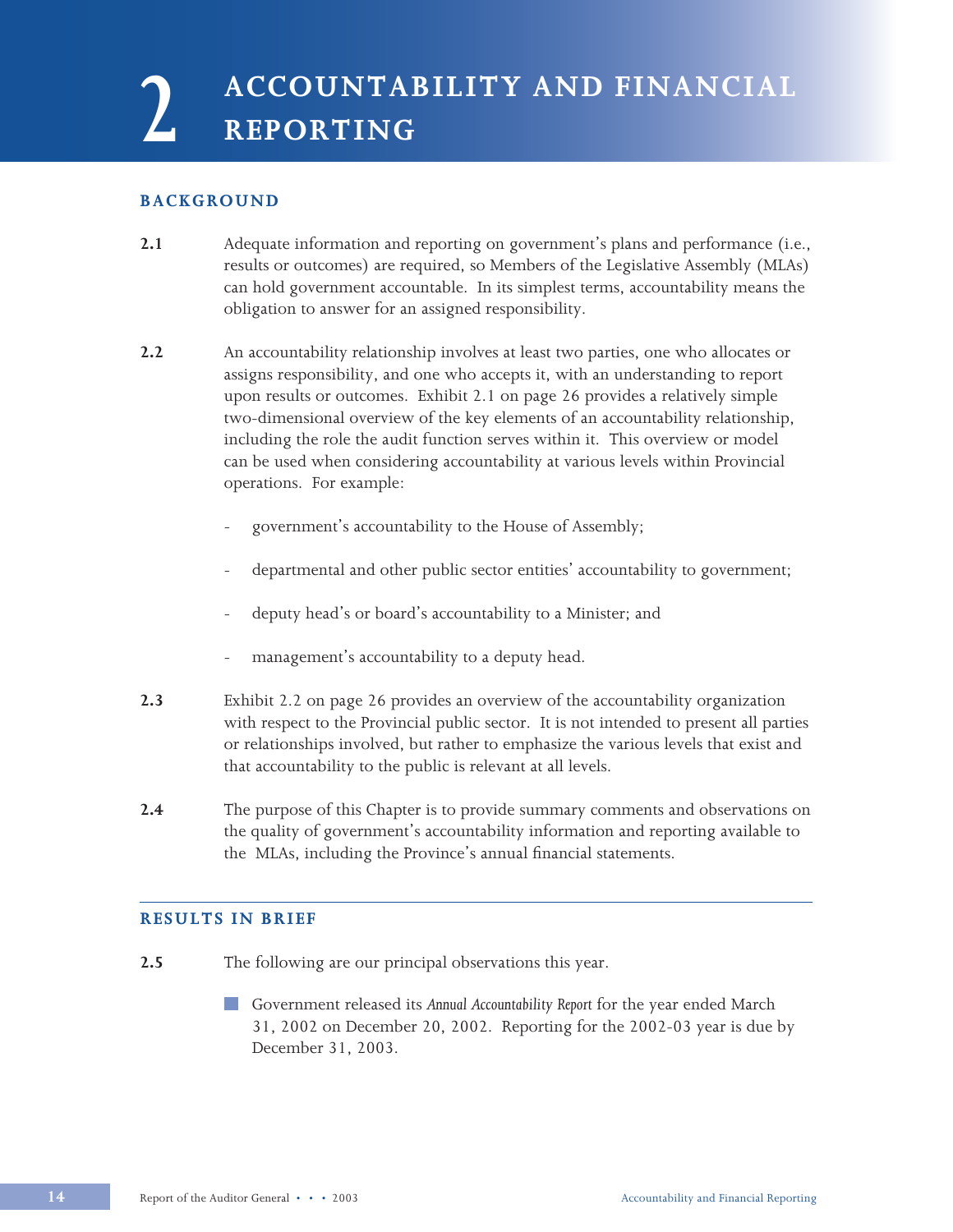# 2 ACCOUNTABILITY AND FINANCIAL REPORTING

## BACKGROUND

**2.1** Adequate information and reporting on government's plans and performance (i.e., results or outcomes) are required, so Members of the Legislative Assembly (MLAs) can hold government accountable. In its simplest terms, accountability means the obligation to answer for an assigned responsibility.

**2.2** An accountability relationship involves at least two parties, one who allocates or assigns responsibility, and one who accepts it, with an understanding to report upon results or outcomes. Exhibit 2.1 on page 26 provides a relatively simple two-dimensional overview of the key elements of an accountability relationship, including the role the audit function serves within it. This overview or model can be used when considering accountability at various levels within Provincial operations. For example:

- government's accountability to the House of Assembly;
- departmental and other public sector entities' accountability to government;
- deputy head's or board's accountability to a Minister; and
- management's accountability to a deputy head.

**2.3** Exhibit 2.2 on page 26 provides an overview of the accountability organization with respect to the Provincial public sector. It is not intended to present all parties or relationships involved, but rather to emphasize the various levels that exist and that accountability to the public is relevant at all levels.

**2.4** The purpose of this Chapter is to provide summary comments and observations on the quality of government's accountability information and reporting available to the MLAs, including the Province's annual financial statements.

## RESULTS IN BRIEF

**2.5** The following are our principal observations this year.

- Government released its *Annual Accountability Report* for the year ended March 31, 2002 on December 20, 2002. Reporting for the 2002-03 year is due by December 31, 2003.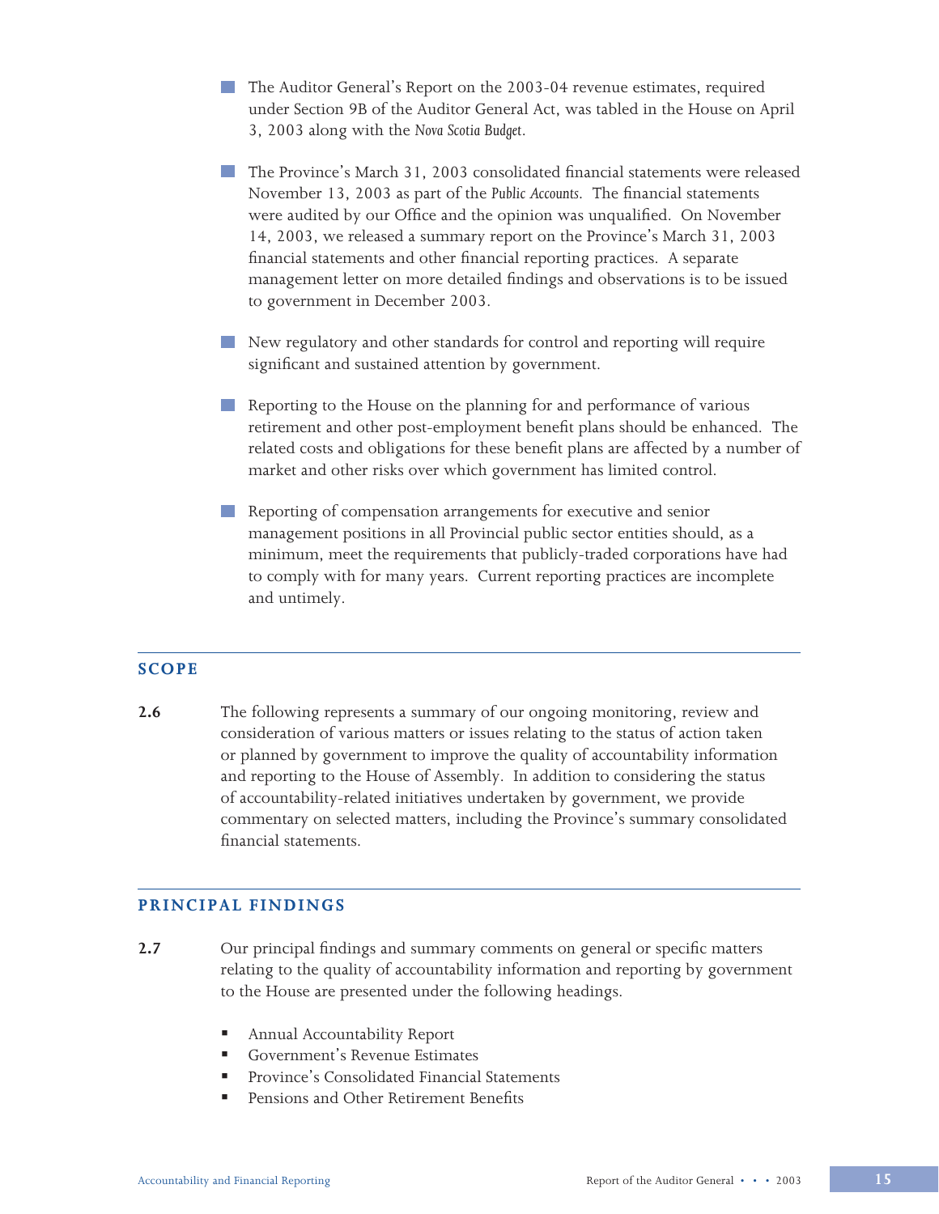- The Auditor General's Report on the 2003-04 revenue estimates, required under Section 9B of the Auditor General Act, was tabled in the House on April 3, 2003 along with the *Nova Scotia Budget*.

- The Province's March 31, 2003 consolidated financial statements were released November 13, 2003 as part of the *Public Accounts*. The financial statements were audited by our Office and the opinion was unqualified. On November 14, 2003, we released a summary report on the Province's March 31, 2003 financial statements and other financial reporting practices. A separate management letter on more detailed findings and observations is to be issued to government in December 2003.

- New regulatory and other standards for control and reporting will require significant and sustained attention by government.

- Reporting to the House on the planning for and performance of various retirement and other post-employment benefit plans should be enhanced. The related costs and obligations for these benefit plans are affected by a number of market and other risks over which government has limited control.

- Reporting of compensation arrangements for executive and senior management positions in all Provincial public sector entities should, as a minimum, meet the requirements that publicly-traded corporations have had to comply with for many years. Current reporting practices are incomplete and untimely.

## SCOPE

**2.6** The following represents a summary of our ongoing monitoring, review and consideration of various matters or issues relating to the status of action taken or planned by government to improve the quality of accountability information and reporting to the House of Assembly. In addition to considering the status of accountability-related initiatives undertaken by government, we provide commentary on selected matters, including the Province's summary consolidated financial statements.

## PRINCIPAL FINDINGS

**2.7** Our principal findings and summary comments on general or specific matters relating to the quality of accountability information and reporting by government to the House are presented under the following headings.

- Annual Accountability Report
- Government's Revenue Estimates
- Province's Consolidated Financial Statements
- Pensions and Other Retirement Benefits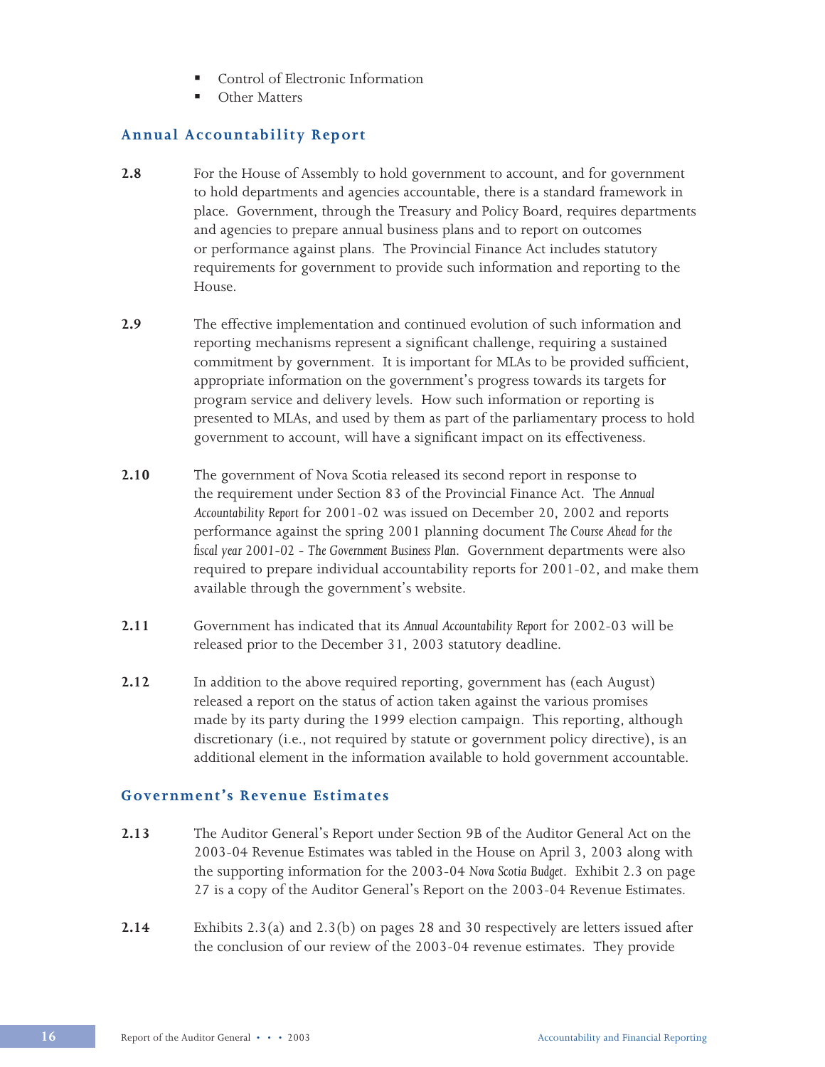- Control of Electronic Information
- Other Matters

## Annual Accountability Report

**2.8** For the House of Assembly to hold government to account, and for government to hold departments and agencies accountable, there is a standard framework in place. Government, through the Treasury and Policy Board, requires departments and agencies to prepare annual business plans and to report on outcomes or performance against plans. The Provincial Finance Act includes statutory requirements for government to provide such information and reporting to the House.

**2.9** The effective implementation and continued evolution of such information and reporting mechanisms represent a significant challenge, requiring a sustained commitment by government. It is important for MLAs to be provided sufficient, appropriate information on the government's progress towards its targets for program service and delivery levels. How such information or reporting is presented to MLAs, and used by them as part of the parliamentary process to hold government to account, will have a significant impact on its effectiveness.

**2.10** The government of Nova Scotia released its second report in response to the requirement under Section 83 of the Provincial Finance Act. The *Annual Accountability Report* for 2001-02 was issued on December 20, 2002 and reports performance against the spring 2001 planning document *The Course Ahead for the fiscal year 2001-02 - The Government Business Plan*. Government departments were also required to prepare individual accountability reports for 2001-02, and make them available through the government's website.

**2.11** Government has indicated that its *Annual Accountability Report* for 2002-03 will be released prior to the December 31, 2003 statutory deadline.

**2.12** In addition to the above required reporting, government has (each August) released a report on the status of action taken against the various promises made by its party during the 1999 election campaign. This reporting, although discretionary (i.e., not required by statute or government policy directive), is an additional element in the information available to hold government accountable.

## Government's Revenue Estimates

**2.13** The Auditor General's Report under Section 9B of the Auditor General Act on the 2003-04 Revenue Estimates was tabled in the House on April 3, 2003 along with the supporting information for the 2003-04 *Nova Scotia Budget*. Exhibit 2.3 on page 27 is a copy of the Auditor General's Report on the 2003-04 Revenue Estimates.

**2.14** Exhibits 2.3(a) and 2.3(b) on pages 28 and 30 respectively are letters issued after the conclusion of our review of the 2003-04 revenue estimates. They provide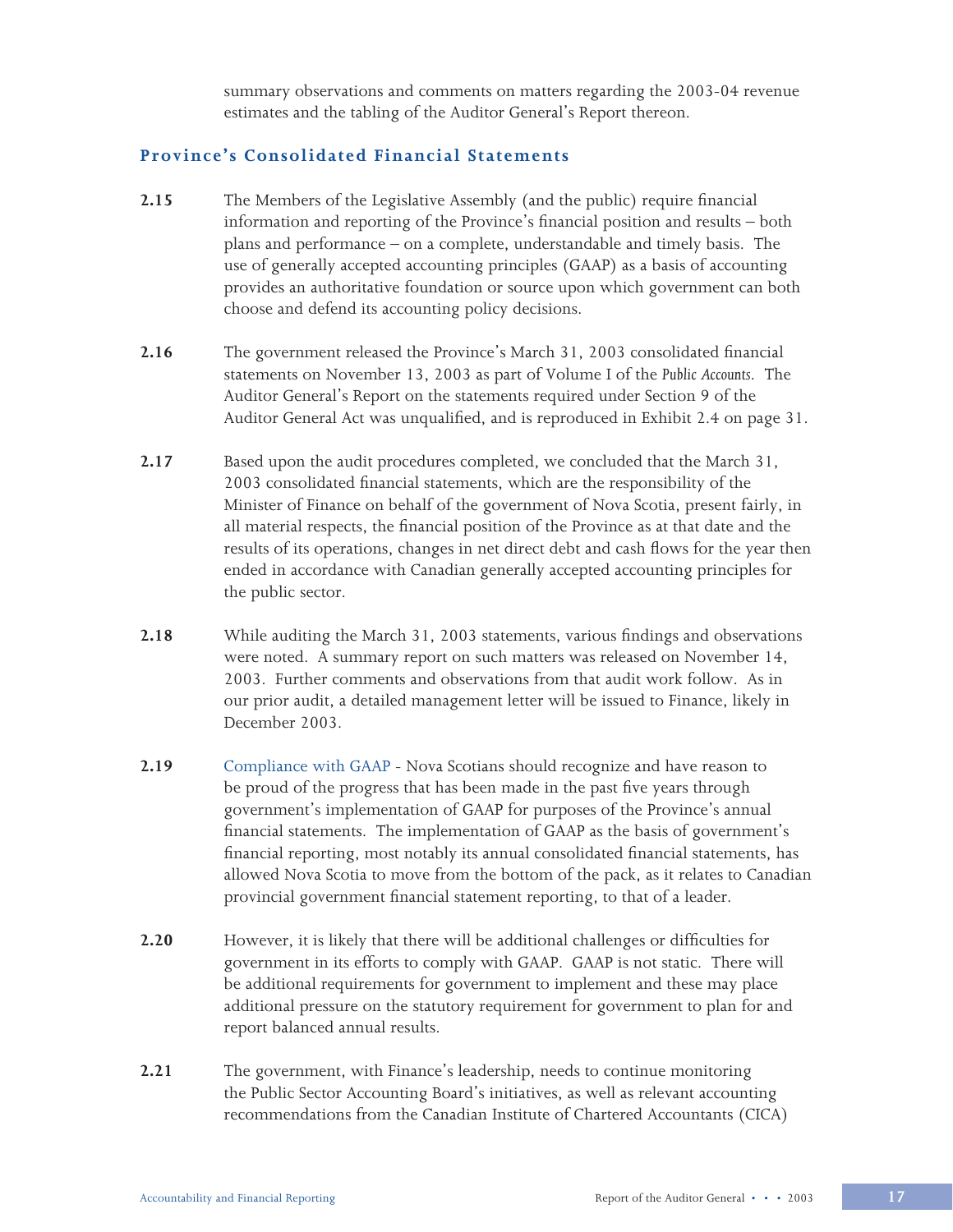summary observations and comments on matters regarding the 2003-04 revenue estimates and the tabling of the Auditor General's Report thereon.

## Province's Consolidated Financial Statements

**2.15** The Members of the Legislative Assembly (and the public) require financial information and reporting of the Province's financial position and results – both plans and performance – on a complete, understandable and timely basis. The use of generally accepted accounting principles (GAAP) as a basis of accounting provides an authoritative foundation or source upon which government can both choose and defend its accounting policy decisions.

**2.16** The government released the Province's March 31, 2003 consolidated financial statements on November 13, 2003 as part of Volume I of the *Public Accounts*. The Auditor General's Report on the statements required under Section 9 of the Auditor General Act was unqualified, and is reproduced in Exhibit 2.4 on page 31.

**2.17** Based upon the audit procedures completed, we concluded that the March 31, 2003 consolidated financial statements, which are the responsibility of the Minister of Finance on behalf of the government of Nova Scotia, present fairly, in all material respects, the financial position of the Province as at that date and the results of its operations, changes in net direct debt and cash flows for the year then ended in accordance with Canadian generally accepted accounting principles for the public sector.

**2.18** While auditing the March 31, 2003 statements, various findings and observations were noted. A summary report on such matters was released on November 14, 2003. Further comments and observations from that audit work follow. As in our prior audit, a detailed management letter will be issued to Finance, likely in December 2003.

**2.19** Compliance with GAAP - Nova Scotians should recognize and have reason to be proud of the progress that has been made in the past five years through government's implementation of GAAP for purposes of the Province's annual financial statements. The implementation of GAAP as the basis of government's financial reporting, most notably its annual consolidated financial statements, has allowed Nova Scotia to move from the bottom of the pack, as it relates to Canadian provincial government financial statement reporting, to that of a leader.

**2.20** However, it is likely that there will be additional challenges or difficulties for government in its efforts to comply with GAAP. GAAP is not static. There will be additional requirements for government to implement and these may place additional pressure on the statutory requirement for government to plan for and report balanced annual results.

**2.21** The government, with Finance's leadership, needs to continue monitoring the Public Sector Accounting Board's initiatives, as well as relevant accounting recommendations from the Canadian Institute of Chartered Accountants (CICA)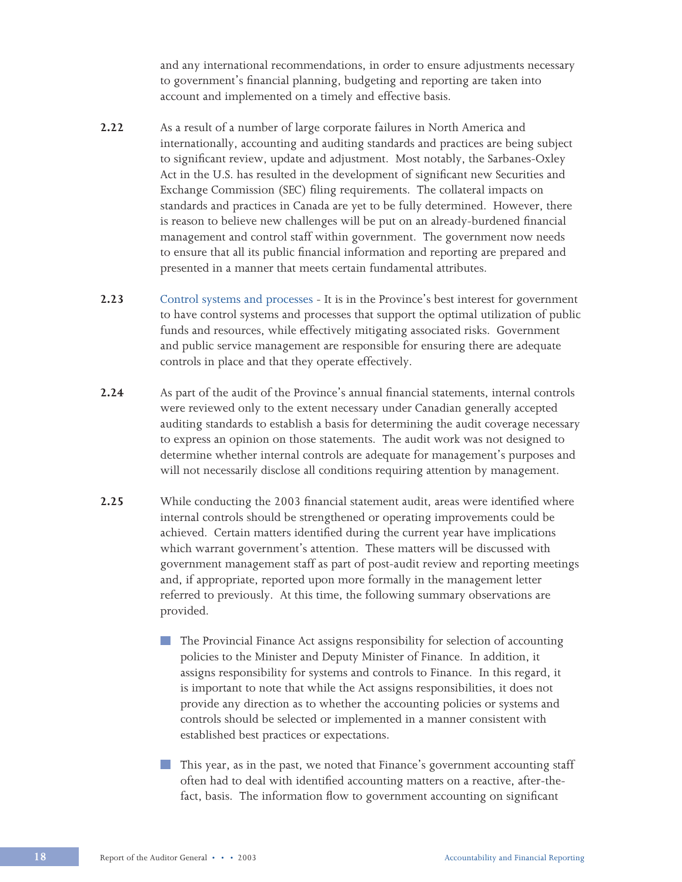and any international recommendations, in order to ensure adjustments necessary to government's financial planning, budgeting and reporting are taken into account and implemented on a timely and effective basis.

**2.22** As a result of a number of large corporate failures in North America and internationally, accounting and auditing standards and practices are being subject to significant review, update and adjustment. Most notably, the Sarbanes-Oxley Act in the U.S. has resulted in the development of significant new Securities and Exchange Commission (SEC) filing requirements. The collateral impacts on standards and practices in Canada are yet to be fully determined. However, there is reason to believe new challenges will be put on an already-burdened financial management and control staff within government. The government now needs to ensure that all its public financial information and reporting are prepared and presented in a manner that meets certain fundamental attributes.

**2.23** Control systems and processes - It is in the Province's best interest for government to have control systems and processes that support the optimal utilization of public funds and resources, while effectively mitigating associated risks. Government and public service management are responsible for ensuring there are adequate controls in place and that they operate effectively.

**2.24** As part of the audit of the Province's annual financial statements, internal controls were reviewed only to the extent necessary under Canadian generally accepted auditing standards to establish a basis for determining the audit coverage necessary to express an opinion on those statements. The audit work was not designed to determine whether internal controls are adequate for management's purposes and will not necessarily disclose all conditions requiring attention by management.

**2.25** While conducting the 2003 financial statement audit, areas were identified where internal controls should be strengthened or operating improvements could be achieved. Certain matters identified during the current year have implications which warrant government's attention. These matters will be discussed with government management staff as part of post-audit review and reporting meetings and, if appropriate, reported upon more formally in the management letter referred to previously. At this time, the following summary observations are provided.

- The Provincial Finance Act assigns responsibility for selection of accounting policies to the Minister and Deputy Minister of Finance. In addition, it assigns responsibility for systems and controls to Finance. In this regard, it is important to note that while the Act assigns responsibilities, it does not provide any direction as to whether the accounting policies or systems and controls should be selected or implemented in a manner consistent with established best practices or expectations.

- This year, as in the past, we noted that Finance's government accounting staff often had to deal with identified accounting matters on a reactive, after-the-fact, basis. The information flow to government accounting on significant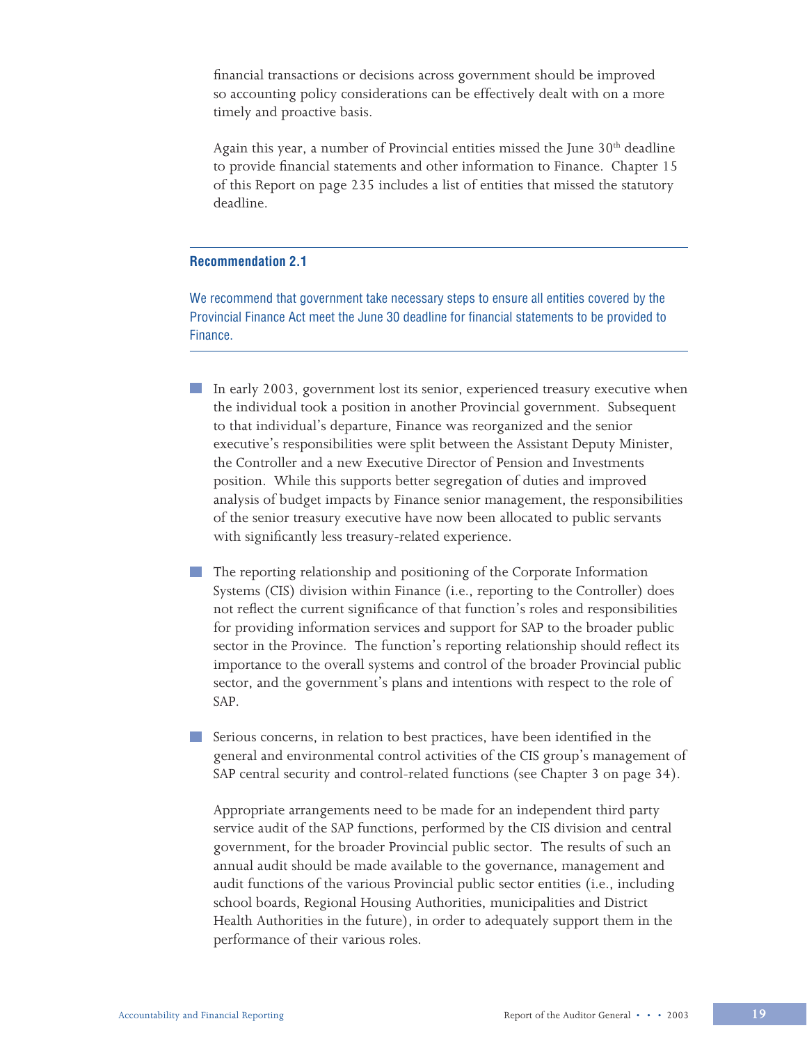financial transactions or decisions across government should be improved so accounting policy considerations can be effectively dealt with on a more timely and proactive basis.

Again this year, a number of Provincial entities missed the June 30th deadline to provide financial statements and other information to Finance. Chapter 15 of this Report on page 235 includes a list of entities that missed the statutory deadline.

---

**Recommendation 2.1**

We recommend that government take necessary steps to ensure all entities covered by the Provincial Finance Act meet the June 30 deadline for financial statements to be provided to Finance.

---

- In early 2003, government lost its senior, experienced treasury executive when the individual took a position in another Provincial government. Subsequent to that individual's departure, Finance was reorganized and the senior executive's responsibilities were split between the Assistant Deputy Minister, the Controller and a new Executive Director of Pension and Investments position. While this supports better segregation of duties and improved analysis of budget impacts by Finance senior management, the responsibilities of the senior treasury executive have now been allocated to public servants with significantly less treasury-related experience.

- The reporting relationship and positioning of the Corporate Information Systems (CIS) division within Finance (i.e., reporting to the Controller) does not reflect the current significance of that function's roles and responsibilities for providing information services and support for SAP to the broader public sector in the Province. The function's reporting relationship should reflect its importance to the overall systems and control of the broader Provincial public sector, and the government's plans and intentions with respect to the role of SAP.

- Serious concerns, in relation to best practices, have been identified in the general and environmental control activities of the CIS group's management of SAP central security and control-related functions (see Chapter 3 on page 34).

  Appropriate arrangements need to be made for an independent third party service audit of the SAP functions, performed by the CIS division and central government, for the broader Provincial public sector. The results of such an annual audit should be made available to the governance, management and audit functions of the various Provincial public sector entities (i.e., including school boards, Regional Housing Authorities, municipalities and District Health Authorities in the future), in order to adequately support them in the performance of their various roles.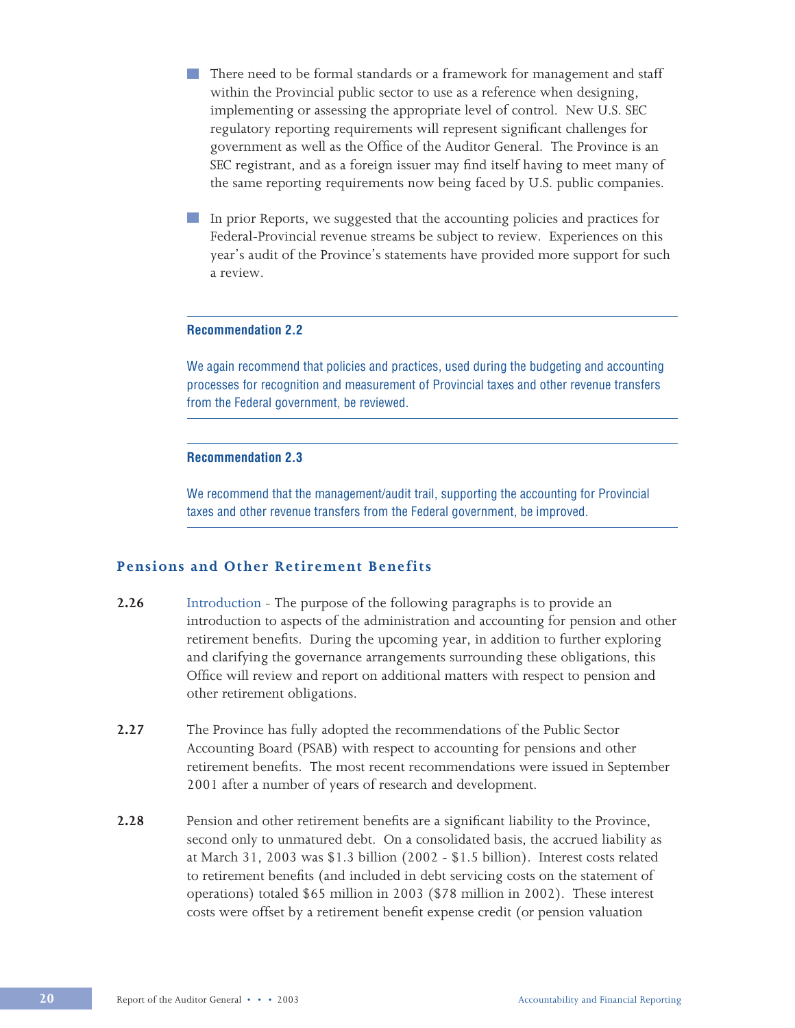- There need to be formal standards or a framework for management and staff within the Provincial public sector to use as a reference when designing, implementing or assessing the appropriate level of control. New U.S. SEC regulatory reporting requirements will represent significant challenges for government as well as the Office of the Auditor General. The Province is an SEC registrant, and as a foreign issuer may find itself having to meet many of the same reporting requirements now being faced by U.S. public companies.

- In prior Reports, we suggested that the accounting policies and practices for Federal-Provincial revenue streams be subject to review. Experiences on this year's audit of the Province's statements have provided more support for such a review.

---

**Recommendation 2.2**

We again recommend that policies and practices, used during the budgeting and accounting processes for recognition and measurement of Provincial taxes and other revenue transfers from the Federal government, be reviewed.

---

**Recommendation 2.3**

We recommend that the management/audit trail, supporting the accounting for Provincial taxes and other revenue transfers from the Federal government, be improved.

---

## Pensions and Other Retirement Benefits

**2.26** Introduction - The purpose of the following paragraphs is to provide an introduction to aspects of the administration and accounting for pension and other retirement benefits. During the upcoming year, in addition to further exploring and clarifying the governance arrangements surrounding these obligations, this Office will review and report on additional matters with respect to pension and other retirement obligations.

**2.27** The Province has fully adopted the recommendations of the Public Sector Accounting Board (PSAB) with respect to accounting for pensions and other retirement benefits. The most recent recommendations were issued in September 2001 after a number of years of research and development.

**2.28** Pension and other retirement benefits are a significant liability to the Province, second only to unmatured debt. On a consolidated basis, the accrued liability as at March 31, 2003 was $1.3 billion (2002 - $1.5 billion). Interest costs related to retirement benefits (and included in debt servicing costs on the statement of operations) totaled $65 million in 2003 ($78 million in 2002). These interest costs were offset by a retirement benefit expense credit (or pension valuation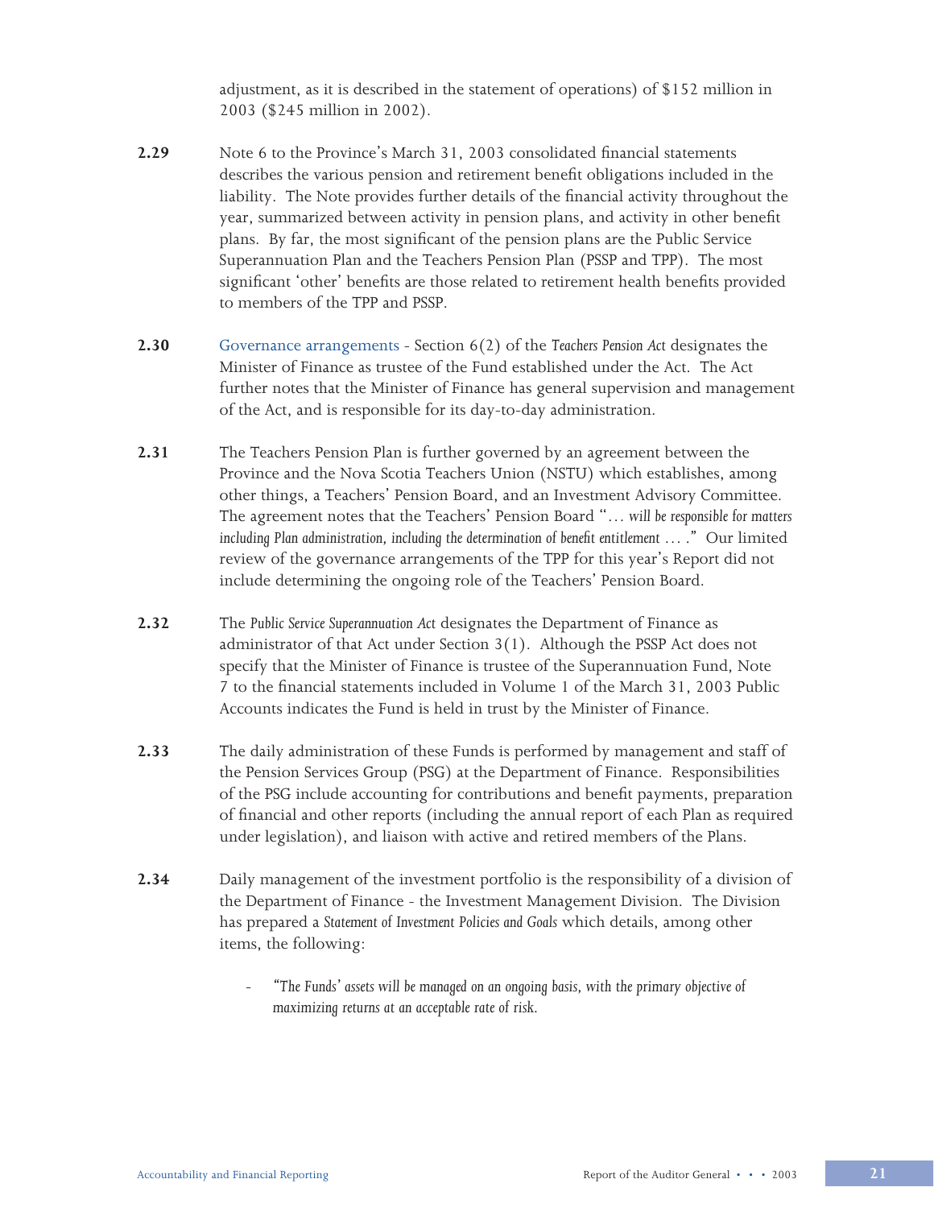adjustment, as it is described in the statement of operations) of $152 million in 2003 ($245 million in 2002).

**2.29** Note 6 to the Province's March 31, 2003 consolidated financial statements describes the various pension and retirement benefit obligations included in the liability. The Note provides further details of the financial activity throughout the year, summarized between activity in pension plans, and activity in other benefit plans. By far, the most significant of the pension plans are the Public Service Superannuation Plan and the Teachers Pension Plan (PSSP and TPP). The most significant 'other' benefits are those related to retirement health benefits provided to members of the TPP and PSSP.

**2.30** Governance arrangements - Section 6(2) of the *Teachers Pension Act* designates the Minister of Finance as trustee of the Fund established under the Act. The Act further notes that the Minister of Finance has general supervision and management of the Act, and is responsible for its day-to-day administration.

**2.31** The Teachers Pension Plan is further governed by an agreement between the Province and the Nova Scotia Teachers Union (NSTU) which establishes, among other things, a Teachers' Pension Board, and an Investment Advisory Committee. The agreement notes that the Teachers' Pension Board "*... will be responsible for matters including Plan administration, including the determination of benefit entitlement ... .*" Our limited review of the governance arrangements of the TPP for this year's Report did not include determining the ongoing role of the Teachers' Pension Board.

**2.32** The *Public Service Superannuation Act* designates the Department of Finance as administrator of that Act under Section 3(1). Although the PSSP Act does not specify that the Minister of Finance is trustee of the Superannuation Fund, Note 7 to the financial statements included in Volume 1 of the March 31, 2003 Public Accounts indicates the Fund is held in trust by the Minister of Finance.

**2.33** The daily administration of these Funds is performed by management and staff of the Pension Services Group (PSG) at the Department of Finance. Responsibilities of the PSG include accounting for contributions and benefit payments, preparation of financial and other reports (including the annual report of each Plan as required under legislation), and liaison with active and retired members of the Plans.

**2.34** Daily management of the investment portfolio is the responsibility of a division of the Department of Finance - the Investment Management Division. The Division has prepared a *Statement of Investment Policies and Goals* which details, among other items, the following:

- *"The Funds' assets will be managed on an ongoing basis, with the primary objective of maximizing returns at an acceptable rate of risk.*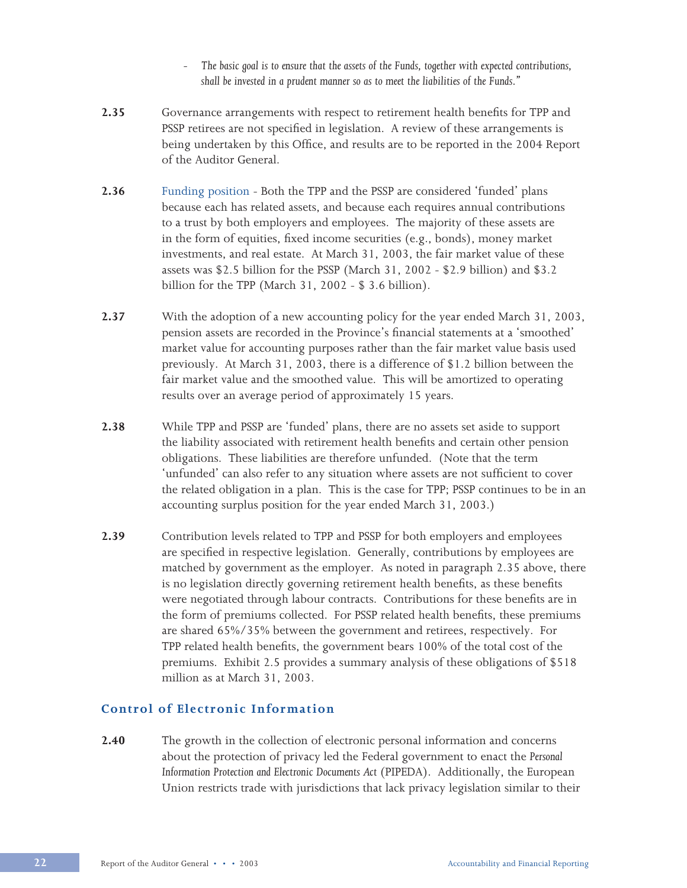- *The basic goal is to ensure that the assets of the Funds, together with expected contributions, shall be invested in a prudent manner so as to meet the liabilities of the Funds."*

**2.35** Governance arrangements with respect to retirement health benefits for TPP and PSSP retirees are not specified in legislation. A review of these arrangements is being undertaken by this Office, and results are to be reported in the 2004 Report of the Auditor General.

**2.36** Funding position - Both the TPP and the PSSP are considered 'funded' plans because each has related assets, and because each requires annual contributions to a trust by both employers and employees. The majority of these assets are in the form of equities, fixed income securities (e.g., bonds), money market investments, and real estate. At March 31, 2003, the fair market value of these assets was $2.5 billion for the PSSP (March 31, 2002 - $2.9 billion) and $3.2 billion for the TPP (March 31, 2002 - $ 3.6 billion).

**2.37** With the adoption of a new accounting policy for the year ended March 31, 2003, pension assets are recorded in the Province's financial statements at a 'smoothed' market value for accounting purposes rather than the fair market value basis used previously. At March 31, 2003, there is a difference of $1.2 billion between the fair market value and the smoothed value. This will be amortized to operating results over an average period of approximately 15 years.

**2.38** While TPP and PSSP are 'funded' plans, there are no assets set aside to support the liability associated with retirement health benefits and certain other pension obligations. These liabilities are therefore unfunded. (Note that the term 'unfunded' can also refer to any situation where assets are not sufficient to cover the related obligation in a plan. This is the case for TPP; PSSP continues to be in an accounting surplus position for the year ended March 31, 2003.)

**2.39** Contribution levels related to TPP and PSSP for both employers and employees are specified in respective legislation. Generally, contributions by employees are matched by government as the employer. As noted in paragraph 2.35 above, there is no legislation directly governing retirement health benefits, as these benefits were negotiated through labour contracts. Contributions for these benefits are in the form of premiums collected. For PSSP related health benefits, these premiums are shared 65%/35% between the government and retirees, respectively. For TPP related health benefits, the government bears 100% of the total cost of the premiums. Exhibit 2.5 provides a summary analysis of these obligations of $518 million as at March 31, 2003.

## Control of Electronic Information

**2.40** The growth in the collection of electronic personal information and concerns about the protection of privacy led the Federal government to enact the *Personal Information Protection and Electronic Documents Act* (PIPEDA). Additionally, the European Union restricts trade with jurisdictions that lack privacy legislation similar to their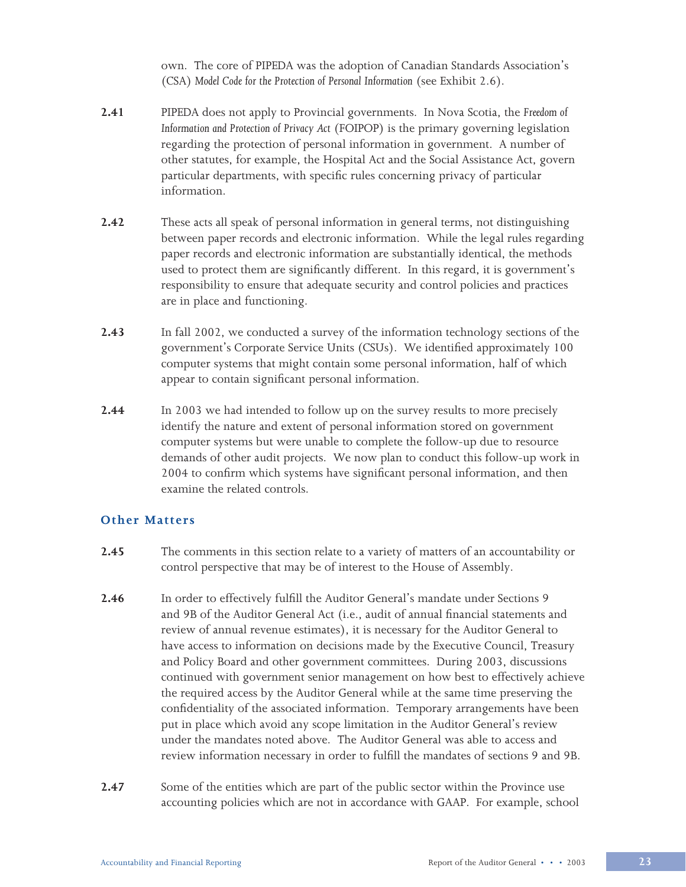own. The core of PIPEDA was the adoption of Canadian Standards Association's (CSA) *Model Code for the Protection of Personal Information* (see Exhibit 2.6).

**2.41** PIPEDA does not apply to Provincial governments. In Nova Scotia, the *Freedom of Information and Protection of Privacy Act* (FOIPOP) is the primary governing legislation regarding the protection of personal information in government. A number of other statutes, for example, the Hospital Act and the Social Assistance Act, govern particular departments, with specific rules concerning privacy of particular information.

**2.42** These acts all speak of personal information in general terms, not distinguishing between paper records and electronic information. While the legal rules regarding paper records and electronic information are substantially identical, the methods used to protect them are significantly different. In this regard, it is government's responsibility to ensure that adequate security and control policies and practices are in place and functioning.

**2.43** In fall 2002, we conducted a survey of the information technology sections of the government's Corporate Service Units (CSUs). We identified approximately 100 computer systems that might contain some personal information, half of which appear to contain significant personal information.

**2.44** In 2003 we had intended to follow up on the survey results to more precisely identify the nature and extent of personal information stored on government computer systems but were unable to complete the follow-up due to resource demands of other audit projects. We now plan to conduct this follow-up work in 2004 to confirm which systems have significant personal information, and then examine the related controls.

## Other Matters

**2.45** The comments in this section relate to a variety of matters of an accountability or control perspective that may be of interest to the House of Assembly.

**2.46** In order to effectively fulfill the Auditor General's mandate under Sections 9 and 9B of the Auditor General Act (i.e., audit of annual financial statements and review of annual revenue estimates), it is necessary for the Auditor General to have access to information on decisions made by the Executive Council, Treasury and Policy Board and other government committees. During 2003, discussions continued with government senior management on how best to effectively achieve the required access by the Auditor General while at the same time preserving the confidentiality of the associated information. Temporary arrangements have been put in place which avoid any scope limitation in the Auditor General's review under the mandates noted above. The Auditor General was able to access and review information necessary in order to fulfill the mandates of sections 9 and 9B.

**2.47** Some of the entities which are part of the public sector within the Province use accounting policies which are not in accordance with GAAP. For example, school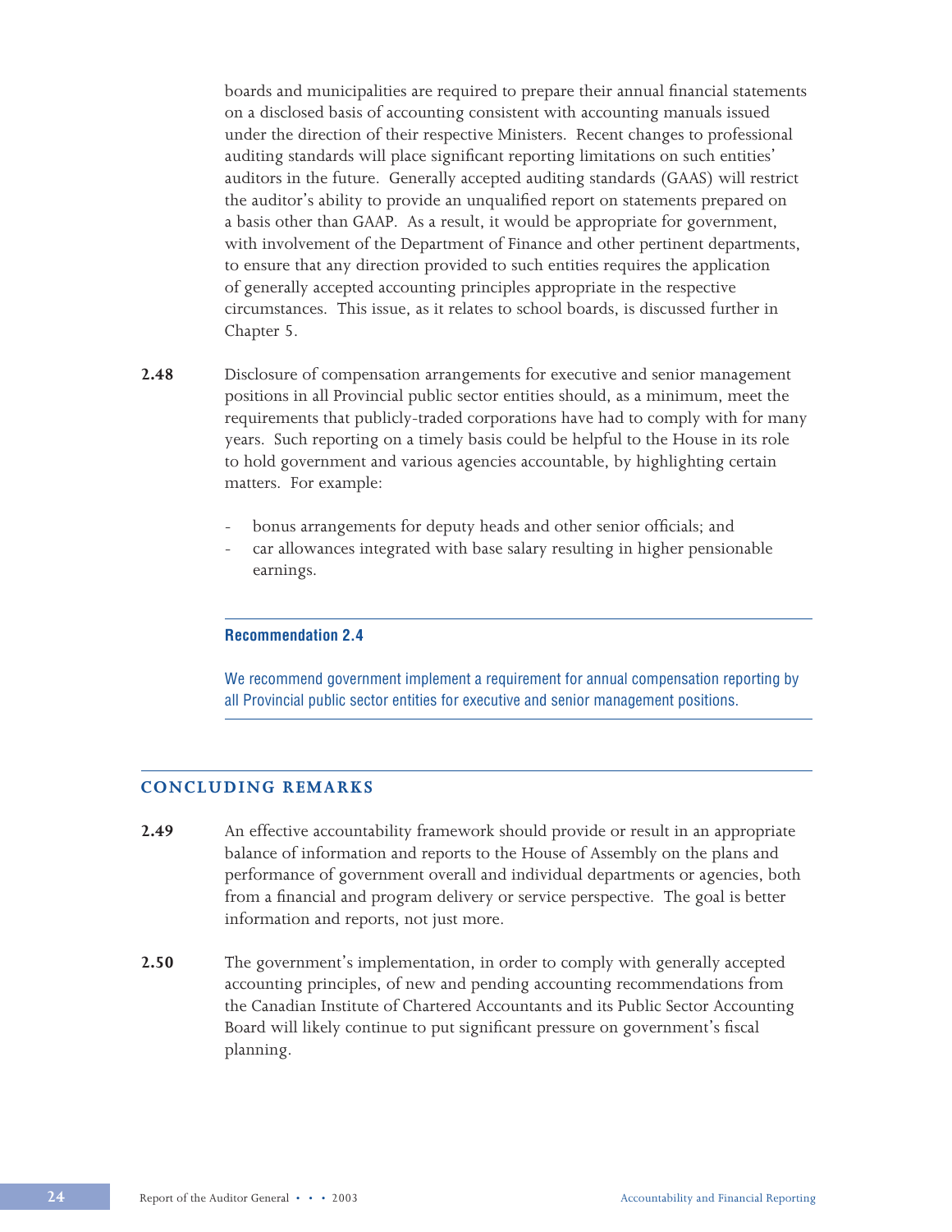boards and municipalities are required to prepare their annual financial statements on a disclosed basis of accounting consistent with accounting manuals issued under the direction of their respective Ministers. Recent changes to professional auditing standards will place significant reporting limitations on such entities' auditors in the future. Generally accepted auditing standards (GAAS) will restrict the auditor's ability to provide an unqualified report on statements prepared on a basis other than GAAP. As a result, it would be appropriate for government, with involvement of the Department of Finance and other pertinent departments, to ensure that any direction provided to such entities requires the application of generally accepted accounting principles appropriate in the respective circumstances. This issue, as it relates to school boards, is discussed further in Chapter 5.

**2.48** Disclosure of compensation arrangements for executive and senior management positions in all Provincial public sector entities should, as a minimum, meet the requirements that publicly-traded corporations have had to comply with for many years. Such reporting on a timely basis could be helpful to the House in its role to hold government and various agencies accountable, by highlighting certain matters. For example:

- bonus arrangements for deputy heads and other senior officials; and
- car allowances integrated with base salary resulting in higher pensionable earnings.

**Recommendation 2.4**

We recommend government implement a requirement for annual compensation reporting by all Provincial public sector entities for executive and senior management positions.

## CONCLUDING REMARKS

**2.49** An effective accountability framework should provide or result in an appropriate balance of information and reports to the House of Assembly on the plans and performance of government overall and individual departments or agencies, both from a financial and program delivery or service perspective. The goal is better information and reports, not just more.

**2.50** The government's implementation, in order to comply with generally accepted accounting principles, of new and pending accounting recommendations from the Canadian Institute of Chartered Accountants and its Public Sector Accounting Board will likely continue to put significant pressure on government's fiscal planning.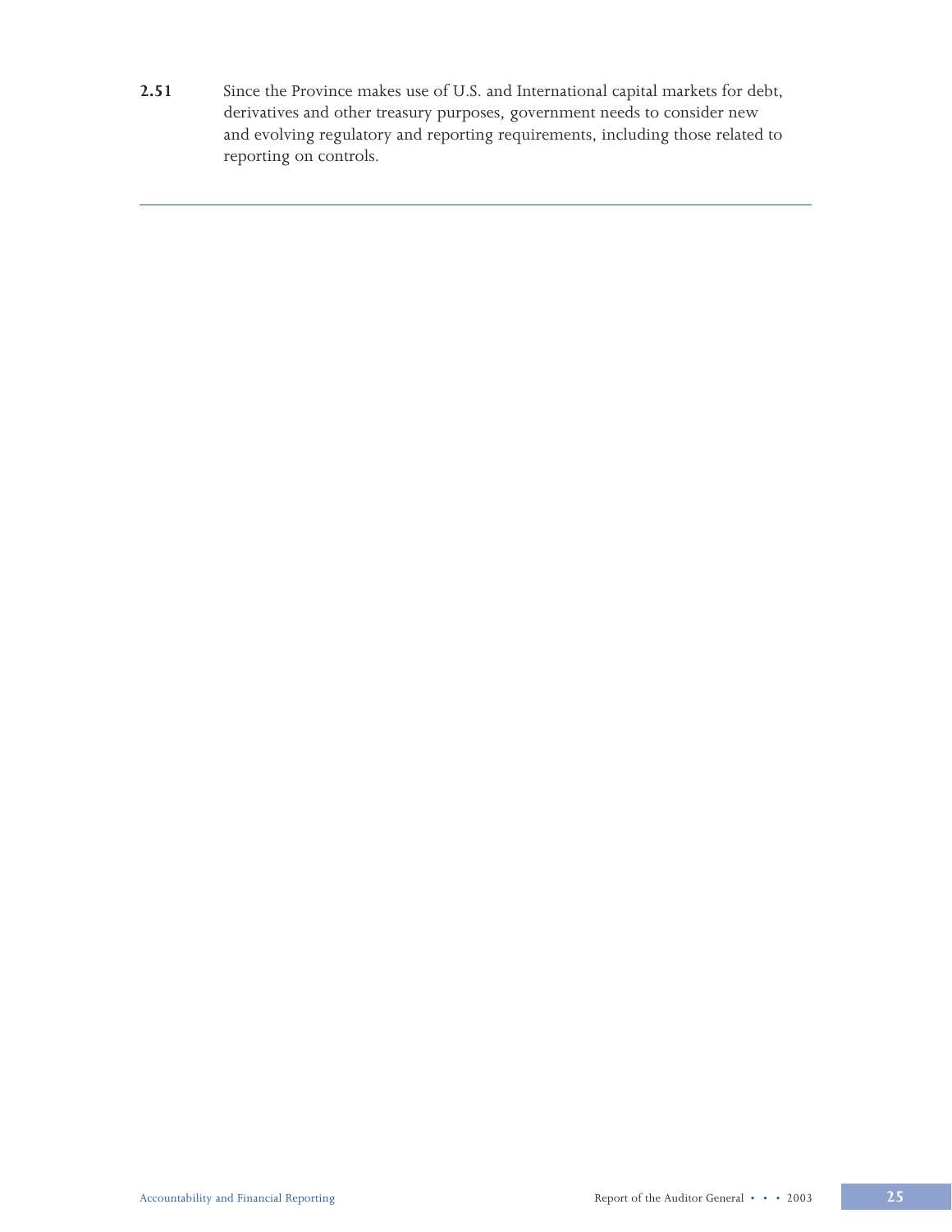**2.51** Since the Province makes use of U.S. and International capital markets for debt, derivatives and other treasury purposes, government needs to consider new and evolving regulatory and reporting requirements, including those related to reporting on controls.

---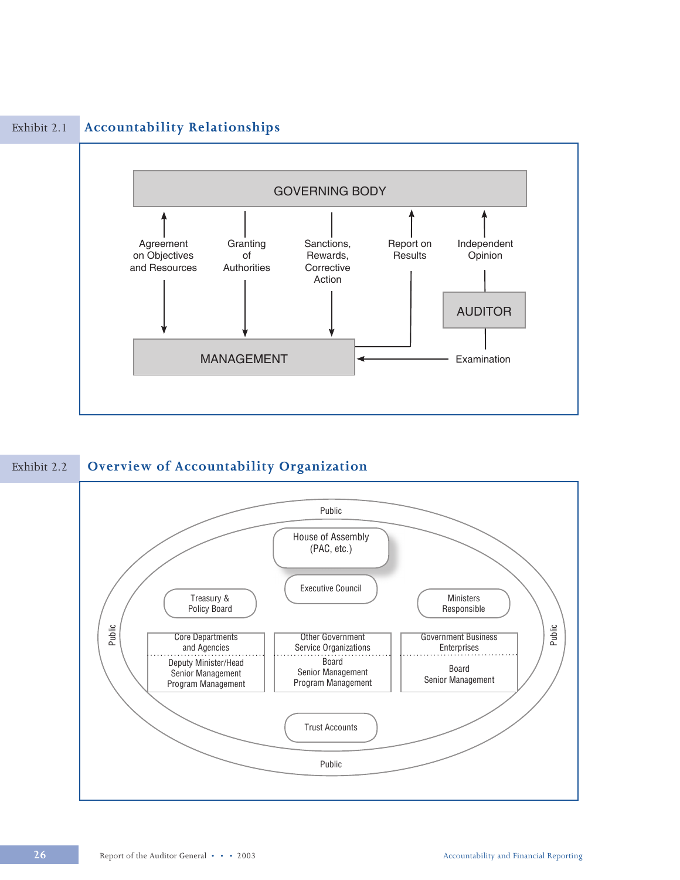Exhibit 2.1 **Accountability Relationships**

GOVERNING BODY

Agreement on Objectives and Resources

Granting of Authorities

Sanctions, Rewards, Corrective Action

Report on Results

Independent Opinion

AUDITOR

MANAGEMENT

Examination

Exhibit 2.2 **Overview of Accountability Organization**

Public

House of Assembly (PAC, etc.)

Executive Council

Treasury & Policy Board

Ministers Responsible

Public

Public

Core Departments and Agencies
Deputy Minister/Head
Senior Management
Program Management

Other Government Service Organizations
Board
Senior Management
Program Management

Government Business Enterprises
Board
Senior Management

Trust Accounts

Public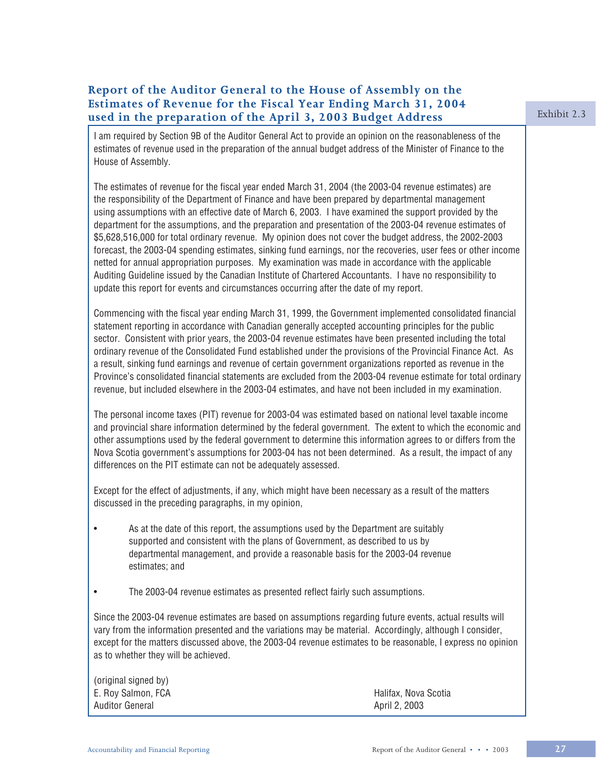## Report of the Auditor General to the House of Assembly on the Estimates of Revenue for the Fiscal Year Ending March 31, 2004 used in the preparation of the April 3, 2003 Budget Address

Exhibit 2.3

I am required by Section 9B of the Auditor General Act to provide an opinion on the reasonableness of the estimates of revenue used in the preparation of the annual budget address of the Minister of Finance to the House of Assembly.

The estimates of revenue for the fiscal year ended March 31, 2004 (the 2003-04 revenue estimates) are the responsibility of the Department of Finance and have been prepared by departmental management using assumptions with an effective date of March 6, 2003. I have examined the support provided by the department for the assumptions, and the preparation and presentation of the 2003-04 revenue estimates of $5,628,516,000 for total ordinary revenue. My opinion does not cover the budget address, the 2002-2003 forecast, the 2003-04 spending estimates, sinking fund earnings, nor the recoveries, user fees or other income netted for annual appropriation purposes. My examination was made in accordance with the applicable Auditing Guideline issued by the Canadian Institute of Chartered Accountants. I have no responsibility to update this report for events and circumstances occurring after the date of my report.

Commencing with the fiscal year ending March 31, 1999, the Government implemented consolidated financial statement reporting in accordance with Canadian generally accepted accounting principles for the public sector. Consistent with prior years, the 2003-04 revenue estimates have been presented including the total ordinary revenue of the Consolidated Fund established under the provisions of the Provincial Finance Act. As a result, sinking fund earnings and revenue of certain government organizations reported as revenue in the Province's consolidated financial statements are excluded from the 2003-04 revenue estimate for total ordinary revenue, but included elsewhere in the 2003-04 estimates, and have not been included in my examination.

The personal income taxes (PIT) revenue for 2003-04 was estimated based on national level taxable income and provincial share information determined by the federal government. The extent to which the economic and other assumptions used by the federal government to determine this information agrees to or differs from the Nova Scotia government's assumptions for 2003-04 has not been determined. As a result, the impact of any differences on the PIT estimate can not be adequately assessed.

Except for the effect of adjustments, if any, which might have been necessary as a result of the matters discussed in the preceding paragraphs, in my opinion,

- As at the date of this report, the assumptions used by the Department are suitably supported and consistent with the plans of Government, as described to us by departmental management, and provide a reasonable basis for the 2003-04 revenue estimates; and

- The 2003-04 revenue estimates as presented reflect fairly such assumptions.

Since the 2003-04 revenue estimates are based on assumptions regarding future events, actual results will vary from the information presented and the variations may be material. Accordingly, although I consider, except for the matters discussed above, the 2003-04 revenue estimates to be reasonable, I express no opinion as to whether they will be achieved.

(original signed by)
E. Roy Salmon, FCA
Auditor General

Halifax, Nova Scotia
April 2, 2003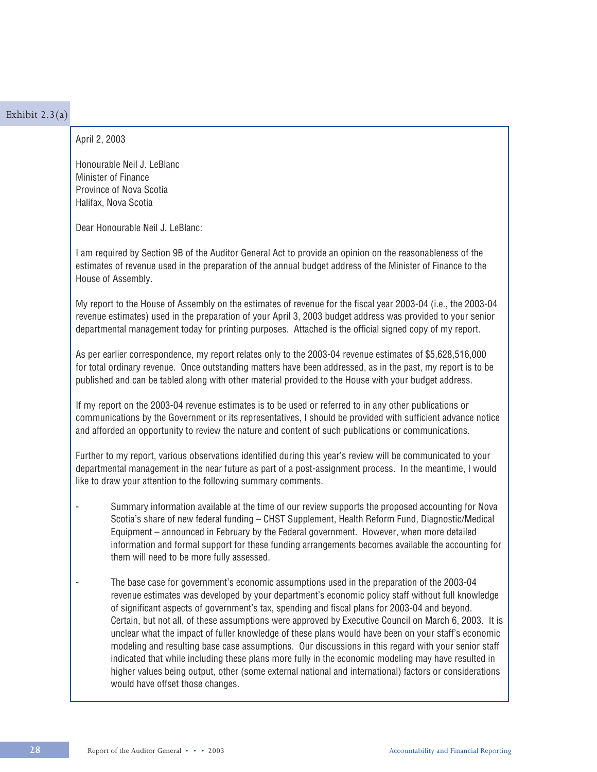Exhibit 2.3(a)

April 2, 2003

Honourable Neil J. LeBlanc
Minister of Finance
Province of Nova Scotia
Halifax, Nova Scotia

Dear Honourable Neil J. LeBlanc:

I am required by Section 9B of the Auditor General Act to provide an opinion on the reasonableness of the estimates of revenue used in the preparation of the annual budget address of the Minister of Finance to the House of Assembly.

My report to the House of Assembly on the estimates of revenue for the fiscal year 2003-04 (i.e., the 2003-04 revenue estimates) used in the preparation of your April 3, 2003 budget address was provided to your senior departmental management today for printing purposes. Attached is the official signed copy of my report.

As per earlier correspondence, my report relates only to the 2003-04 revenue estimates of $5,628,516,000 for total ordinary revenue. Once outstanding matters have been addressed, as in the past, my report is to be published and can be tabled along with other material provided to the House with your budget address.

If my report on the 2003-04 revenue estimates is to be used or referred to in any other publications or communications by the Government or its representatives, I should be provided with sufficient advance notice and afforded an opportunity to review the nature and content of such publications or communications.

Further to my report, various observations identified during this year's review will be communicated to your departmental management in the near future as part of a post-assignment process. In the meantime, I would like to draw your attention to the following summary comments.

- Summary information available at the time of our review supports the proposed accounting for Nova Scotia's share of new federal funding – CHST Supplement, Health Reform Fund, Diagnostic/Medical Equipment – announced in February by the Federal government. However, when more detailed information and formal support for these funding arrangements becomes available the accounting for them will need to be more fully assessed.

- The base case for government's economic assumptions used in the preparation of the 2003-04 revenue estimates was developed by your department's economic policy staff without full knowledge of significant aspects of government's tax, spending and fiscal plans for 2003-04 and beyond. Certain, but not all, of these assumptions were approved by Executive Council on March 6, 2003. It is unclear what the impact of fuller knowledge of these plans would have been on your staff's economic modeling and resulting base case assumptions. Our discussions in this regard with your senior staff indicated that while including these plans more fully in the economic modeling may have resulted in higher values being output, other (some external national and international) factors or considerations would have offset those changes.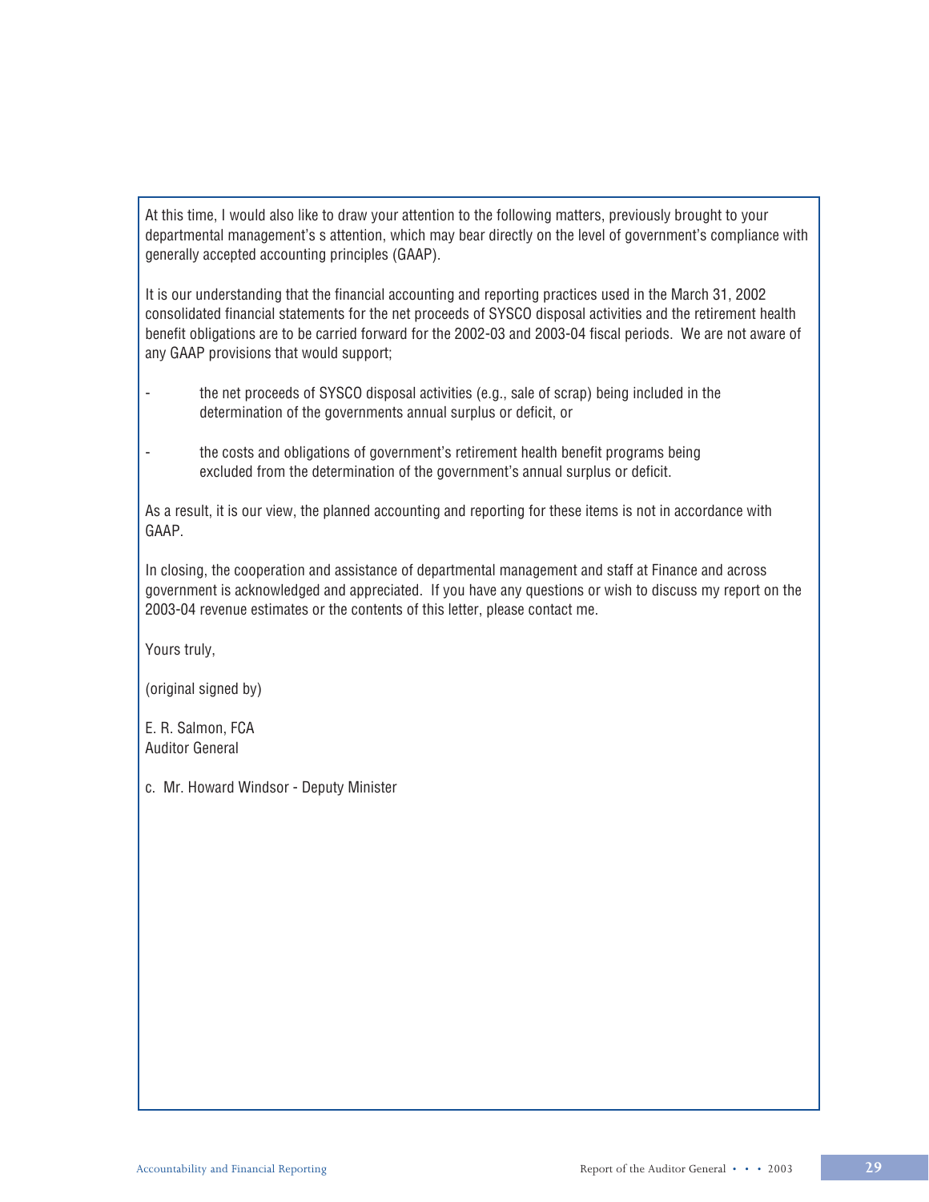At this time, I would also like to draw your attention to the following matters, previously brought to your departmental management's s attention, which may bear directly on the level of government's compliance with generally accepted accounting principles (GAAP).

It is our understanding that the financial accounting and reporting practices used in the March 31, 2002 consolidated financial statements for the net proceeds of SYSCO disposal activities and the retirement health benefit obligations are to be carried forward for the 2002-03 and 2003-04 fiscal periods. We are not aware of any GAAP provisions that would support;

- the net proceeds of SYSCO disposal activities (e.g., sale of scrap) being included in the determination of the governments annual surplus or deficit, or

- the costs and obligations of government's retirement health benefit programs being excluded from the determination of the government's annual surplus or deficit.

As a result, it is our view, the planned accounting and reporting for these items is not in accordance with GAAP.

In closing, the cooperation and assistance of departmental management and staff at Finance and across government is acknowledged and appreciated. If you have any questions or wish to discuss my report on the 2003-04 revenue estimates or the contents of this letter, please contact me.

Yours truly,

(original signed by)

E. R. Salmon, FCA
Auditor General

c. Mr. Howard Windsor - Deputy Minister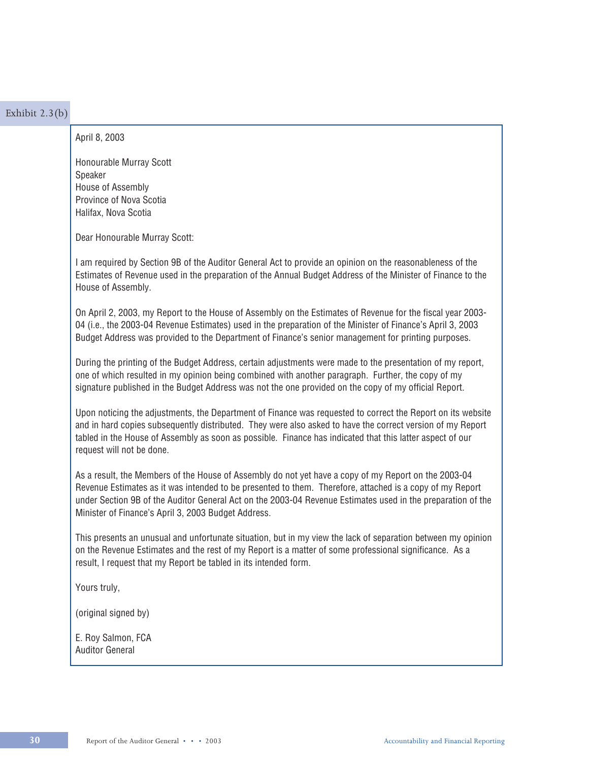Exhibit 2.3(b)

April 8, 2003

Honourable Murray Scott
Speaker
House of Assembly
Province of Nova Scotia
Halifax, Nova Scotia

Dear Honourable Murray Scott:

I am required by Section 9B of the Auditor General Act to provide an opinion on the reasonableness of the Estimates of Revenue used in the preparation of the Annual Budget Address of the Minister of Finance to the House of Assembly.

On April 2, 2003, my Report to the House of Assembly on the Estimates of Revenue for the fiscal year 2003-04 (i.e., the 2003-04 Revenue Estimates) used in the preparation of the Minister of Finance's April 3, 2003 Budget Address was provided to the Department of Finance's senior management for printing purposes.

During the printing of the Budget Address, certain adjustments were made to the presentation of my report, one of which resulted in my opinion being combined with another paragraph. Further, the copy of my signature published in the Budget Address was not the one provided on the copy of my official Report.

Upon noticing the adjustments, the Department of Finance was requested to correct the Report on its website and in hard copies subsequently distributed. They were also asked to have the correct version of my Report tabled in the House of Assembly as soon as possible. Finance has indicated that this latter aspect of our request will not be done.

As a result, the Members of the House of Assembly do not yet have a copy of my Report on the 2003-04 Revenue Estimates as it was intended to be presented to them. Therefore, attached is a copy of my Report under Section 9B of the Auditor General Act on the 2003-04 Revenue Estimates used in the preparation of the Minister of Finance's April 3, 2003 Budget Address.

This presents an unusual and unfortunate situation, but in my view the lack of separation between my opinion on the Revenue Estimates and the rest of my Report is a matter of some professional significance. As a result, I request that my Report be tabled in its intended form.

Yours truly,

(original signed by)

E. Roy Salmon, FCA
Auditor General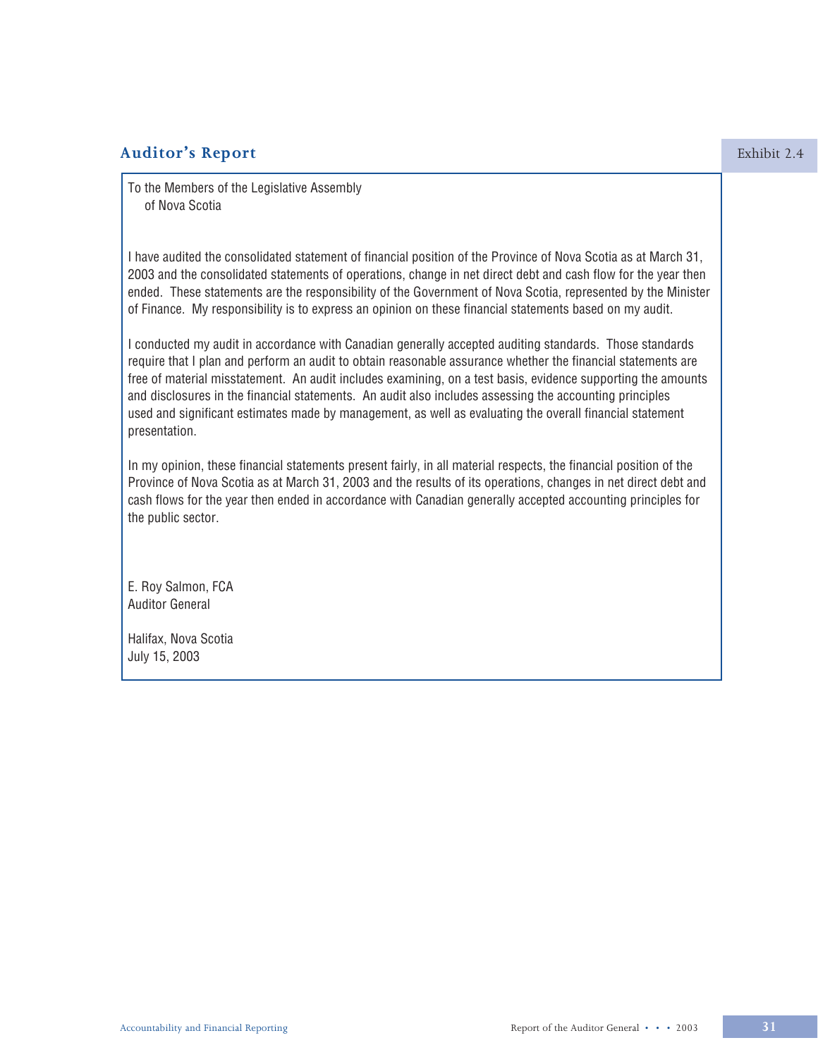## Auditor's Report

Exhibit 2.4

To the Members of the Legislative Assembly
of Nova Scotia

I have audited the consolidated statement of financial position of the Province of Nova Scotia as at March 31, 2003 and the consolidated statements of operations, change in net direct debt and cash flow for the year then ended. These statements are the responsibility of the Government of Nova Scotia, represented by the Minister of Finance. My responsibility is to express an opinion on these financial statements based on my audit.

I conducted my audit in accordance with Canadian generally accepted auditing standards. Those standards require that I plan and perform an audit to obtain reasonable assurance whether the financial statements are free of material misstatement. An audit includes examining, on a test basis, evidence supporting the amounts and disclosures in the financial statements. An audit also includes assessing the accounting principles used and significant estimates made by management, as well as evaluating the overall financial statement presentation.

In my opinion, these financial statements present fairly, in all material respects, the financial position of the Province of Nova Scotia as at March 31, 2003 and the results of its operations, changes in net direct debt and cash flows for the year then ended in accordance with Canadian generally accepted accounting principles for the public sector.

E. Roy Salmon, FCA
Auditor General

Halifax, Nova Scotia
July 15, 2003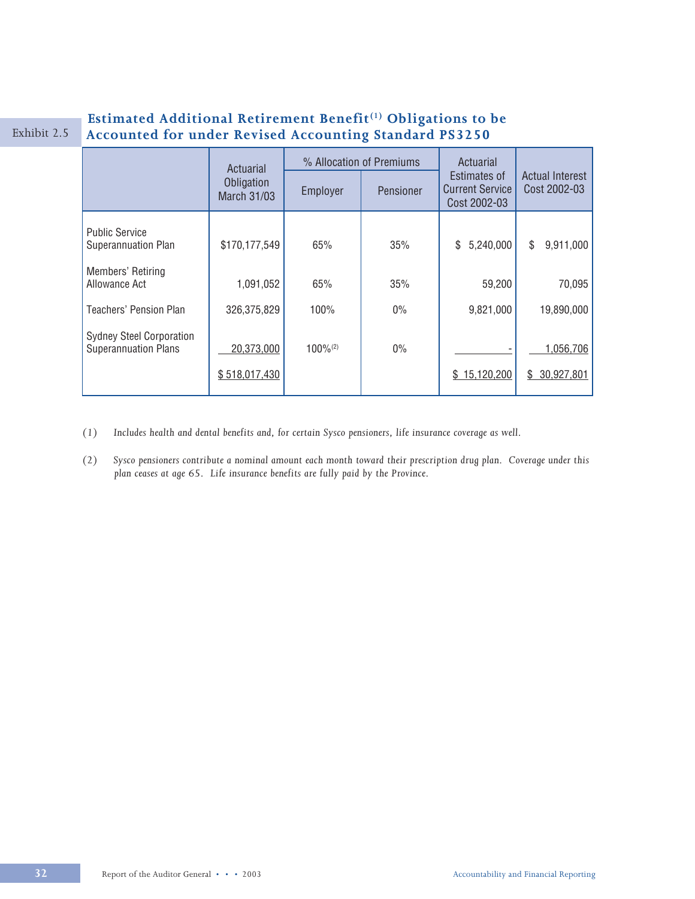## Exhibit 2.5 Estimated Additional Retirement Benefit[1] Obligations to be Accounted for under Revised Accounting Standard PS3250

| | Actuarial Obligation March 31/03 | % Allocation of Premiums | | Actuarial Estimates of Current Service Cost 2002-03 | Actual Interest Cost 2002-03 |
|---|---|---|---|---|---|
| | | Employer | Pensioner | | |
| Public Service Superannuation Plan | $170,177,549 | 65% | 35% | $ 5,240,000 | $ 9,911,000 |
| Members' Retiring Allowance Act | 1,091,052 | 65% | 35% | 59,200 | 70,095 |
| Teachers' Pension Plan | 326,375,829 | 100% | 0% | 9,821,000 | 19,890,000 |
| Sydney Steel Corporation Superannuation Plans | 20,373,000 | 100%[2] | 0% | - | 1,056,706 |
| | $ 518,017,430 | | | $ 15,120,200 | $ 30,927,801 |

(1) *Includes health and dental benefits and, for certain Sysco pensioners, life insurance coverage as well.*

(2) *Sysco pensioners contribute a nominal amount each month toward their prescription drug plan. Coverage under this plan ceases at age 65. Life insurance benefits are fully paid by the Province.*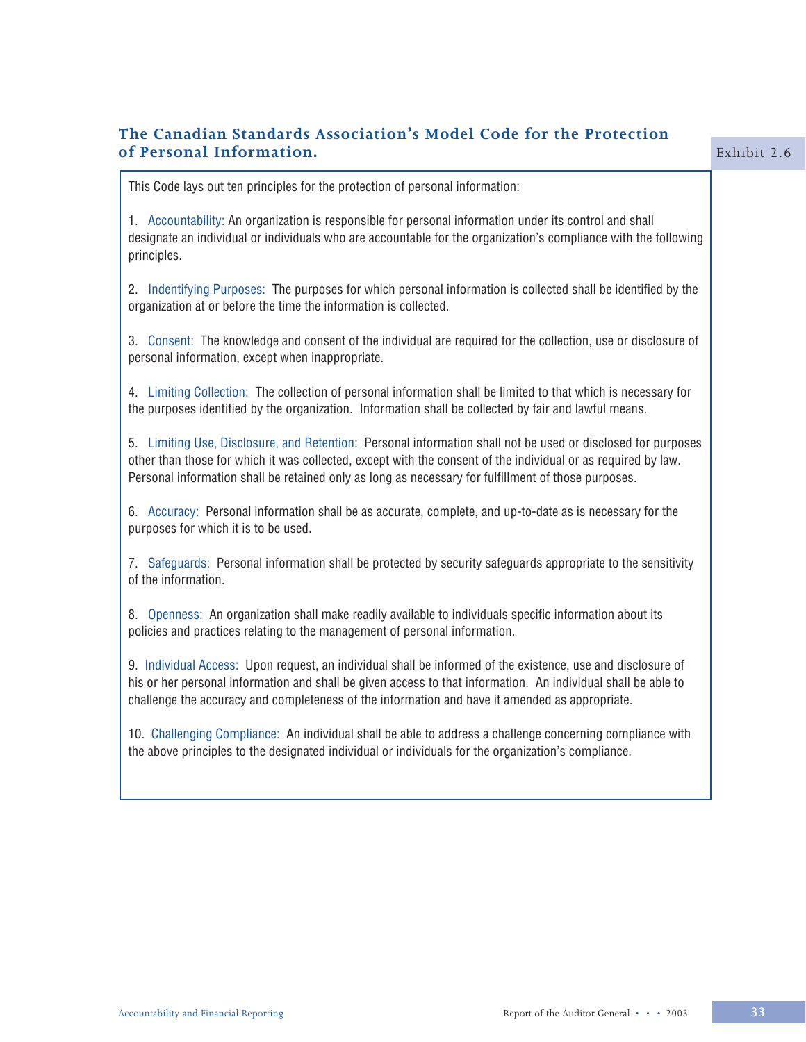## The Canadian Standards Association's Model Code for the Protection of Personal Information.

Exhibit 2.6

This Code lays out ten principles for the protection of personal information:

1. Accountability: An organization is responsible for personal information under its control and shall designate an individual or individuals who are accountable for the organization's compliance with the following principles.

2. Indentifying Purposes: The purposes for which personal information is collected shall be identified by the organization at or before the time the information is collected.

3. Consent: The knowledge and consent of the individual are required for the collection, use or disclosure of personal information, except when inappropriate.

4. Limiting Collection: The collection of personal information shall be limited to that which is necessary for the purposes identified by the organization. Information shall be collected by fair and lawful means.

5. Limiting Use, Disclosure, and Retention: Personal information shall not be used or disclosed for purposes other than those for which it was collected, except with the consent of the individual or as required by law. Personal information shall be retained only as long as necessary for fulfillment of those purposes.

6. Accuracy: Personal information shall be as accurate, complete, and up-to-date as is necessary for the purposes for which it is to be used.

7. Safeguards: Personal information shall be protected by security safeguards appropriate to the sensitivity of the information.

8. Openness: An organization shall make readily available to individuals specific information about its policies and practices relating to the management of personal information.

9. Individual Access: Upon request, an individual shall be informed of the existence, use and disclosure of his or her personal information and shall be given access to that information. An individual shall be able to challenge the accuracy and completeness of the information and have it amended as appropriate.

10. Challenging Compliance: An individual shall be able to address a challenge concerning compliance with the above principles to the designated individual or individuals for the organization's compliance.